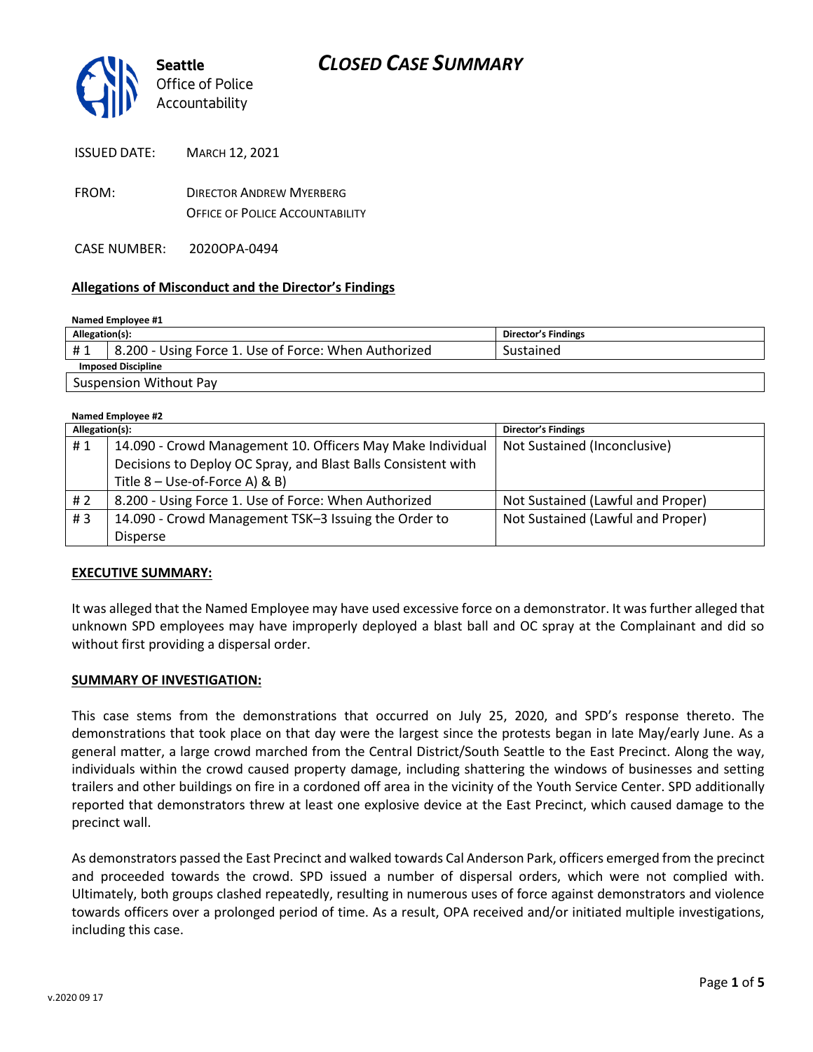Seattle Office of Police Accountability

# CLOSED CASE SUMMARY

ISSUED DATE: MARCH 12, 2021

FROM: DIRECTOR ANDREW MYERBERG
OFFICE OF POLICE ACCOUNTABILITY

CASE NUMBER: 2020OPA-0494

## Allegations of Misconduct and the Director's Findings

**Named Employee #1**

| Allegation(s): | | Director's Findings |
|---|---|---|
| # 1 | 8.200 - Using Force 1. Use of Force: When Authorized | Sustained |
| **Imposed Discipline** | | |
| Suspension Without Pay | | |

**Named Employee #2**

| Allegation(s): | | Director's Findings |
|---|---|---|
| # 1 | 14.090 - Crowd Management 10. Officers May Make Individual Decisions to Deploy OC Spray, and Blast Balls Consistent with Title 8 – Use-of-Force A) & B) | Not Sustained (Inconclusive) |
| # 2 | 8.200 - Using Force 1. Use of Force: When Authorized | Not Sustained (Lawful and Proper) |
| # 3 | 14.090 - Crowd Management TSK–3 Issuing the Order to Disperse | Not Sustained (Lawful and Proper) |

### EXECUTIVE SUMMARY:

It was alleged that the Named Employee may have used excessive force on a demonstrator. It was further alleged that unknown SPD employees may have improperly deployed a blast ball and OC spray at the Complainant and did so without first providing a dispersal order.

### SUMMARY OF INVESTIGATION:

This case stems from the demonstrations that occurred on July 25, 2020, and SPD's response thereto. The demonstrations that took place on that day were the largest since the protests began in late May/early June. As a general matter, a large crowd marched from the Central District/South Seattle to the East Precinct. Along the way, individuals within the crowd caused property damage, including shattering the windows of businesses and setting trailers and other buildings on fire in a cordoned off area in the vicinity of the Youth Service Center. SPD additionally reported that demonstrators threw at least one explosive device at the East Precinct, which caused damage to the precinct wall.

As demonstrators passed the East Precinct and walked towards Cal Anderson Park, officers emerged from the precinct and proceeded towards the crowd. SPD issued a number of dispersal orders, which were not complied with. Ultimately, both groups clashed repeatedly, resulting in numerous uses of force against demonstrators and violence towards officers over a prolonged period of time. As a result, OPA received and/or initiated multiple investigations, including this case.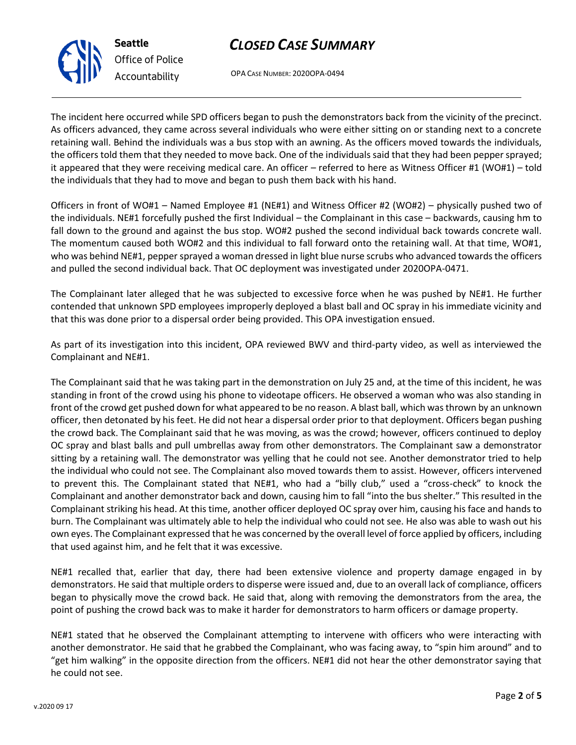The incident here occurred while SPD officers began to push the demonstrators back from the vicinity of the precinct. As officers advanced, they came across several individuals who were either sitting on or standing next to a concrete retaining wall. Behind the individuals was a bus stop with an awning. As the officers moved towards the individuals, the officers told them that they needed to move back. One of the individuals said that they had been pepper sprayed; it appeared that they were receiving medical care. An officer – referred to here as Witness Officer #1 (WO#1) – told the individuals that they had to move and began to push them back with his hand.

Officers in front of WO#1 – Named Employee #1 (NE#1) and Witness Officer #2 (WO#2) – physically pushed two of the individuals. NE#1 forcefully pushed the first Individual – the Complainant in this case – backwards, causing hm to fall down to the ground and against the bus stop. WO#2 pushed the second individual back towards concrete wall. The momentum caused both WO#2 and this individual to fall forward onto the retaining wall. At that time, WO#1, who was behind NE#1, pepper sprayed a woman dressed in light blue nurse scrubs who advanced towards the officers and pulled the second individual back. That OC deployment was investigated under 2020OPA-0471.

The Complainant later alleged that he was subjected to excessive force when he was pushed by NE#1. He further contended that unknown SPD employees improperly deployed a blast ball and OC spray in his immediate vicinity and that this was done prior to a dispersal order being provided. This OPA investigation ensued.

As part of its investigation into this incident, OPA reviewed BWV and third-party video, as well as interviewed the Complainant and NE#1.

The Complainant said that he was taking part in the demonstration on July 25 and, at the time of this incident, he was standing in front of the crowd using his phone to videotape officers. He observed a woman who was also standing in front of the crowd get pushed down for what appeared to be no reason. A blast ball, which was thrown by an unknown officer, then detonated by his feet. He did not hear a dispersal order prior to that deployment. Officers began pushing the crowd back. The Complainant said that he was moving, as was the crowd; however, officers continued to deploy OC spray and blast balls and pull umbrellas away from other demonstrators. The Complainant saw a demonstrator sitting by a retaining wall. The demonstrator was yelling that he could not see. Another demonstrator tried to help the individual who could not see. The Complainant also moved towards them to assist. However, officers intervened to prevent this. The Complainant stated that NE#1, who had a "billy club," used a "cross-check" to knock the Complainant and another demonstrator back and down, causing him to fall "into the bus shelter." This resulted in the Complainant striking his head. At this time, another officer deployed OC spray over him, causing his face and hands to burn. The Complainant was ultimately able to help the individual who could not see. He also was able to wash out his own eyes. The Complainant expressed that he was concerned by the overall level of force applied by officers, including that used against him, and he felt that it was excessive.

NE#1 recalled that, earlier that day, there had been extensive violence and property damage engaged in by demonstrators. He said that multiple orders to disperse were issued and, due to an overall lack of compliance, officers began to physically move the crowd back. He said that, along with removing the demonstrators from the area, the point of pushing the crowd back was to make it harder for demonstrators to harm officers or damage property.

NE#1 stated that he observed the Complainant attempting to intervene with officers who were interacting with another demonstrator. He said that he grabbed the Complainant, who was facing away, to "spin him around" and to "get him walking" in the opposite direction from the officers. NE#1 did not hear the other demonstrator saying that he could not see.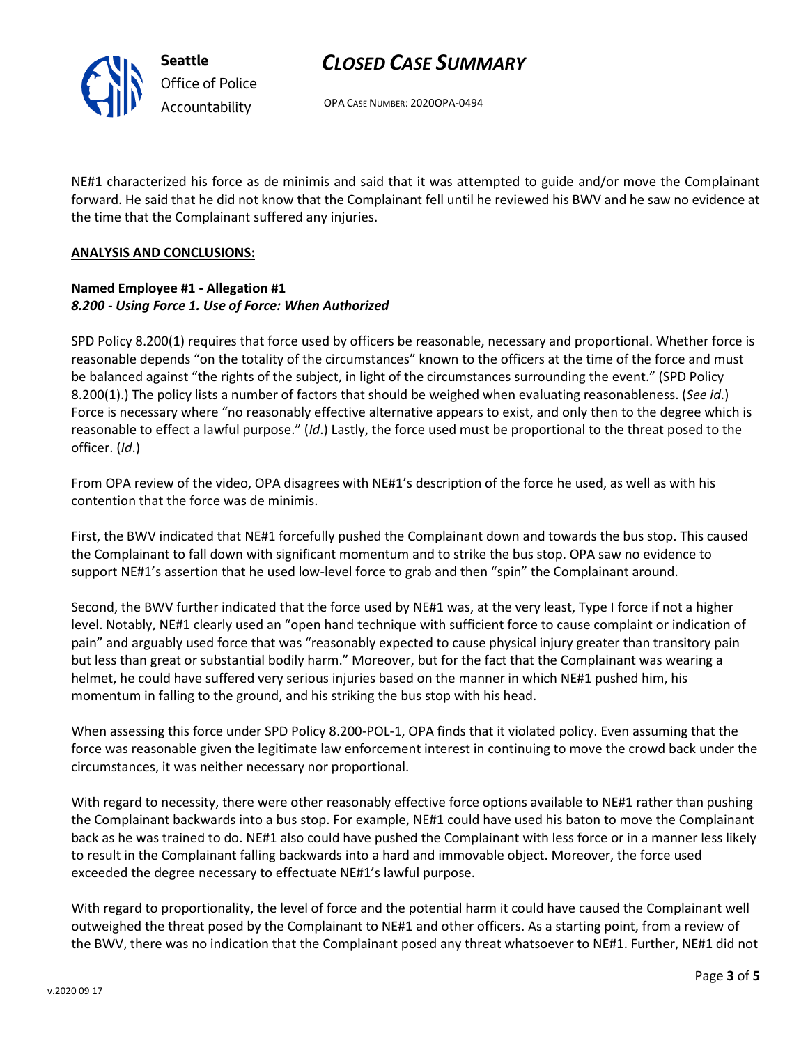NE#1 characterized his force as de minimis and said that it was attempted to guide and/or move the Complainant forward. He said that he did not know that the Complainant fell until he reviewed his BWV and he saw no evidence at the time that the Complainant suffered any injuries.

**ANALYSIS AND CONCLUSIONS:**

**Named Employee #1 - Allegation #1**
***8.200 - Using Force 1. Use of Force: When Authorized***

SPD Policy 8.200(1) requires that force used by officers be reasonable, necessary and proportional. Whether force is reasonable depends "on the totality of the circumstances" known to the officers at the time of the force and must be balanced against "the rights of the subject, in light of the circumstances surrounding the event." (SPD Policy 8.200(1).) The policy lists a number of factors that should be weighed when evaluating reasonableness. (*See id*.) Force is necessary where "no reasonably effective alternative appears to exist, and only then to the degree which is reasonable to effect a lawful purpose." (*Id*.) Lastly, the force used must be proportional to the threat posed to the officer. (*Id*.)

From OPA review of the video, OPA disagrees with NE#1's description of the force he used, as well as with his contention that the force was de minimis.

First, the BWV indicated that NE#1 forcefully pushed the Complainant down and towards the bus stop. This caused the Complainant to fall down with significant momentum and to strike the bus stop. OPA saw no evidence to support NE#1's assertion that he used low-level force to grab and then "spin" the Complainant around.

Second, the BWV further indicated that the force used by NE#1 was, at the very least, Type I force if not a higher level. Notably, NE#1 clearly used an "open hand technique with sufficient force to cause complaint or indication of pain" and arguably used force that was "reasonably expected to cause physical injury greater than transitory pain but less than great or substantial bodily harm." Moreover, but for the fact that the Complainant was wearing a helmet, he could have suffered very serious injuries based on the manner in which NE#1 pushed him, his momentum in falling to the ground, and his striking the bus stop with his head.

When assessing this force under SPD Policy 8.200-POL-1, OPA finds that it violated policy. Even assuming that the force was reasonable given the legitimate law enforcement interest in continuing to move the crowd back under the circumstances, it was neither necessary nor proportional.

With regard to necessity, there were other reasonably effective force options available to NE#1 rather than pushing the Complainant backwards into a bus stop. For example, NE#1 could have used his baton to move the Complainant back as he was trained to do. NE#1 also could have pushed the Complainant with less force or in a manner less likely to result in the Complainant falling backwards into a hard and immovable object. Moreover, the force used exceeded the degree necessary to effectuate NE#1's lawful purpose.

With regard to proportionality, the level of force and the potential harm it could have caused the Complainant well outweighed the threat posed by the Complainant to NE#1 and other officers. As a starting point, from a review of the BWV, there was no indication that the Complainant posed any threat whatsoever to NE#1. Further, NE#1 did not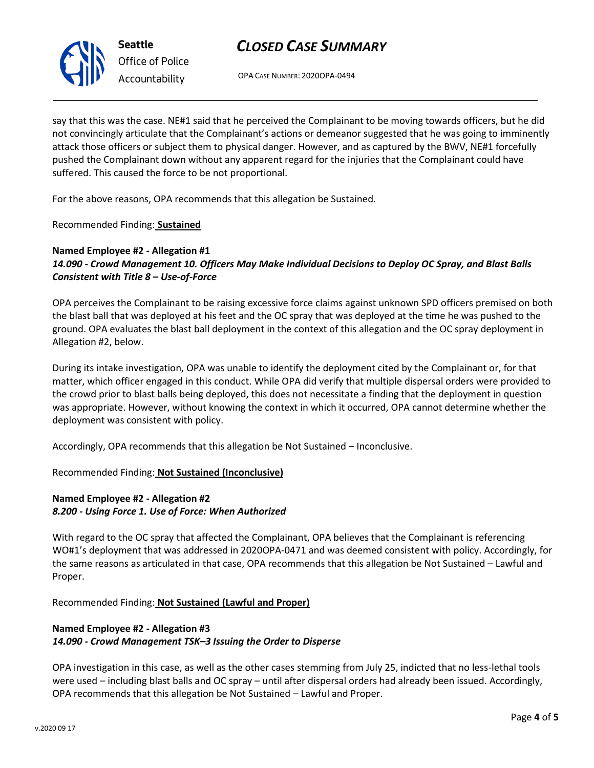say that this was the case. NE#1 said that he perceived the Complainant to be moving towards officers, but he did not convincingly articulate that the Complainant's actions or demeanor suggested that he was going to imminently attack those officers or subject them to physical danger. However, and as captured by the BWV, NE#1 forcefully pushed the Complainant down without any apparent regard for the injuries that the Complainant could have suffered. This caused the force to be not proportional.

For the above reasons, OPA recommends that this allegation be Sustained.

Recommended Finding: **Sustained**

**Named Employee #2 - Allegation #1**
***14.090 - Crowd Management 10. Officers May Make Individual Decisions to Deploy OC Spray, and Blast Balls Consistent with Title 8 – Use-of-Force***

OPA perceives the Complainant to be raising excessive force claims against unknown SPD officers premised on both the blast ball that was deployed at his feet and the OC spray that was deployed at the time he was pushed to the ground. OPA evaluates the blast ball deployment in the context of this allegation and the OC spray deployment in Allegation #2, below.

During its intake investigation, OPA was unable to identify the deployment cited by the Complainant or, for that matter, which officer engaged in this conduct. While OPA did verify that multiple dispersal orders were provided to the crowd prior to blast balls being deployed, this does not necessitate a finding that the deployment in question was appropriate. However, without knowing the context in which it occurred, OPA cannot determine whether the deployment was consistent with policy.

Accordingly, OPA recommends that this allegation be Not Sustained – Inconclusive.

Recommended Finding: **Not Sustained (Inconclusive)**

**Named Employee #2 - Allegation #2**
***8.200 - Using Force 1. Use of Force: When Authorized***

With regard to the OC spray that affected the Complainant, OPA believes that the Complainant is referencing WO#1's deployment that was addressed in 2020OPA-0471 and was deemed consistent with policy. Accordingly, for the same reasons as articulated in that case, OPA recommends that this allegation be Not Sustained – Lawful and Proper.

Recommended Finding: **Not Sustained (Lawful and Proper)**

**Named Employee #2 - Allegation #3**
***14.090 - Crowd Management TSK–3 Issuing the Order to Disperse***

OPA investigation in this case, as well as the other cases stemming from July 25, indicted that no less-lethal tools were used – including blast balls and OC spray – until after dispersal orders had already been issued. Accordingly, OPA recommends that this allegation be Not Sustained – Lawful and Proper.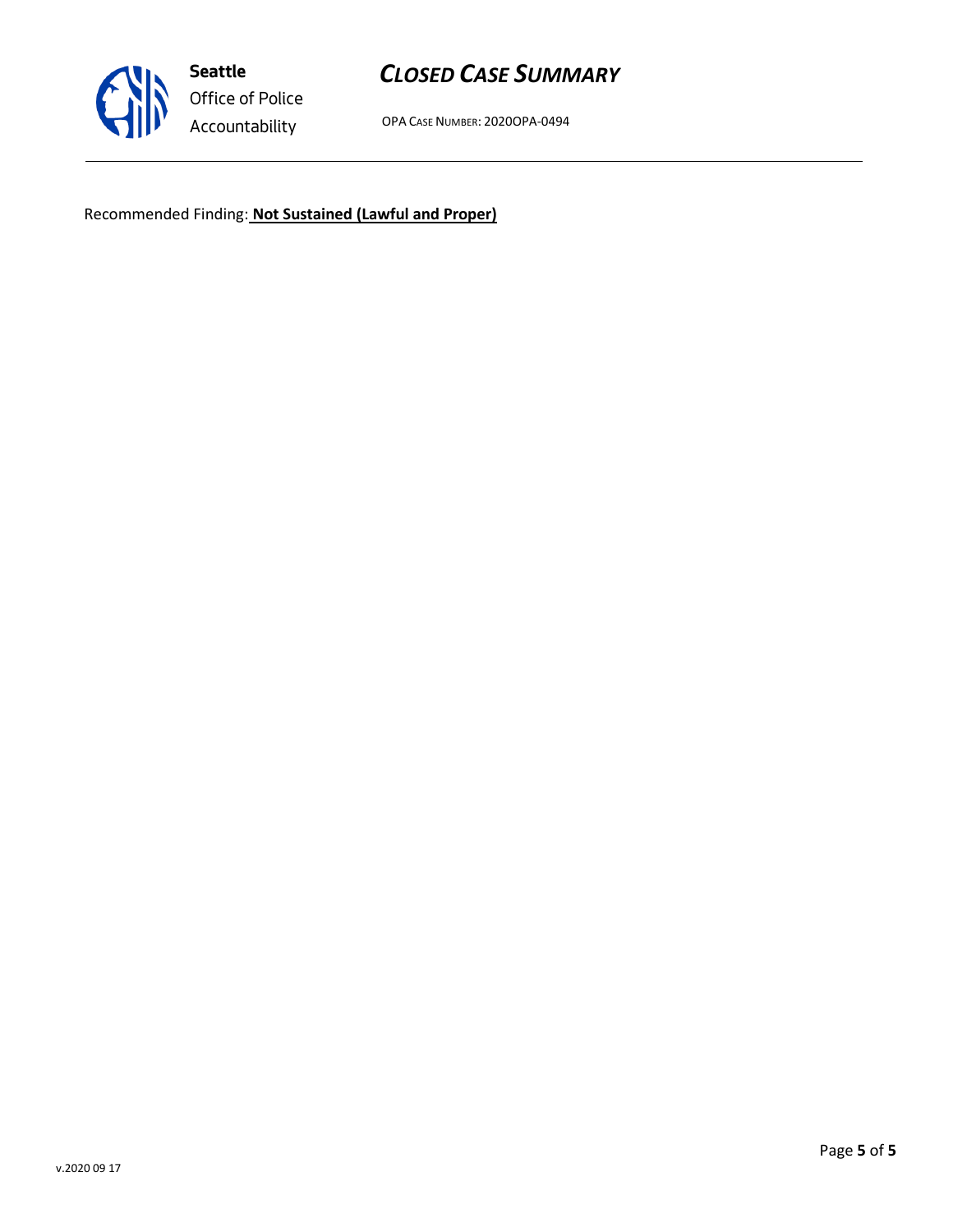Recommended Finding: **Not Sustained (Lawful and Proper)**